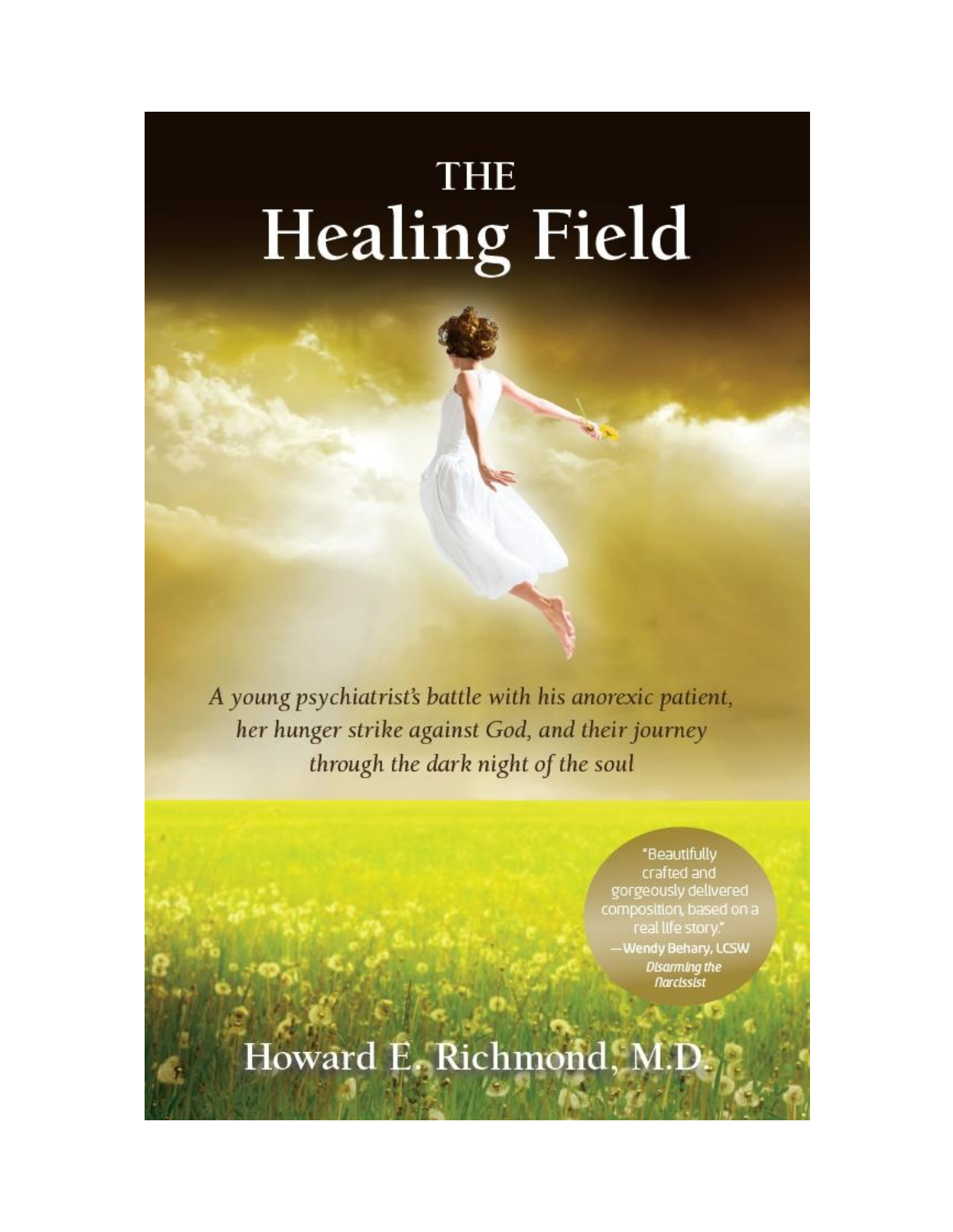# THE
# Healing Field

*A young psychiatrist's battle with his anorexic patient, her hunger strike against God, and their journey through the dark night of the soul*

"Beautifully crafted and gorgeously delivered composition, based on a real life story."
—Wendy Behary, LCSW
*Disarming the Narcissist*

Howard E. Richmond, M.D.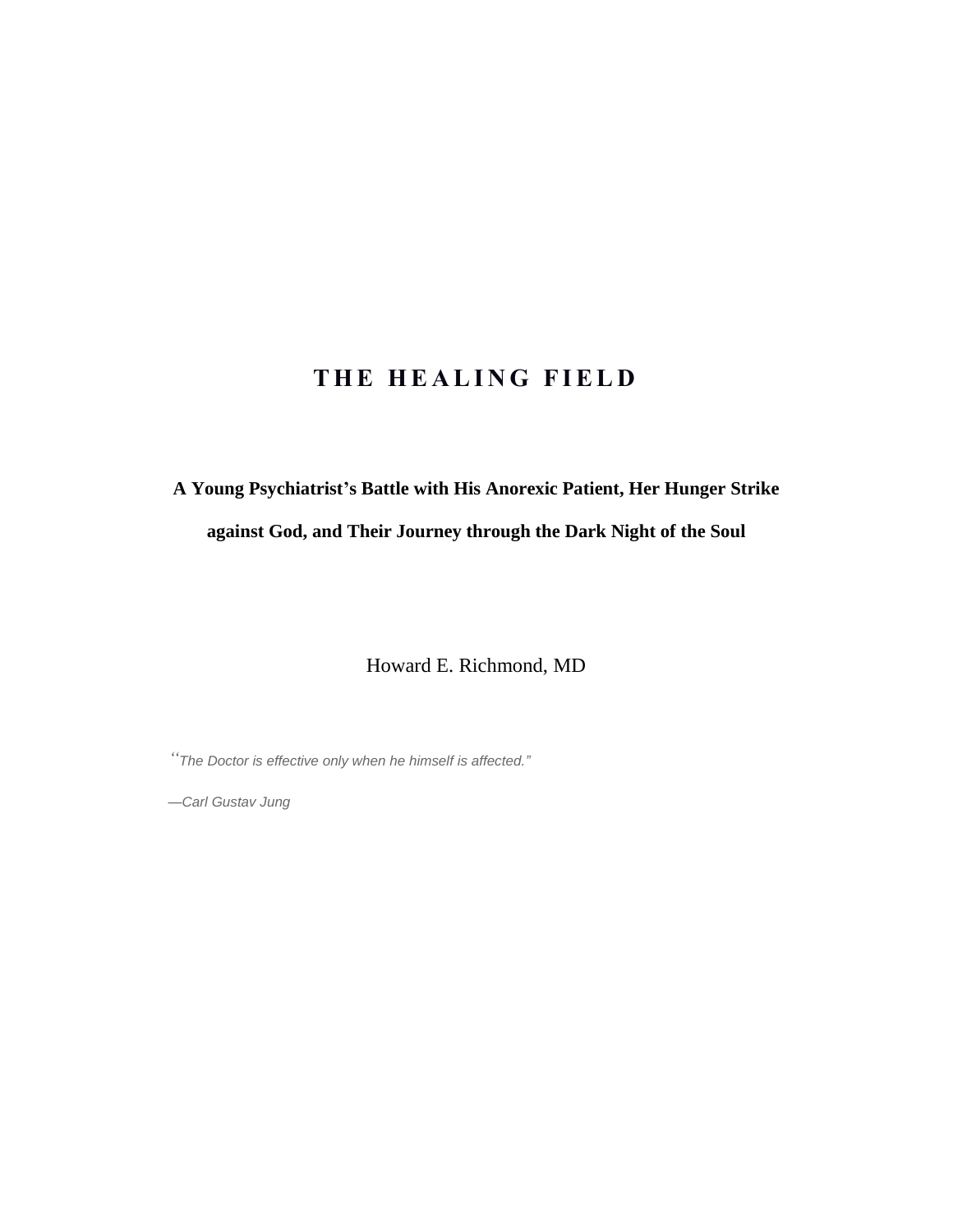# THE HEALING FIELD

**A Young Psychiatrist's Battle with His Anorexic Patient, Her Hunger Strike against God, and Their Journey through the Dark Night of the Soul**

Howard E. Richmond, MD

*"The Doctor is effective only when he himself is affected."*

*—Carl Gustav Jung*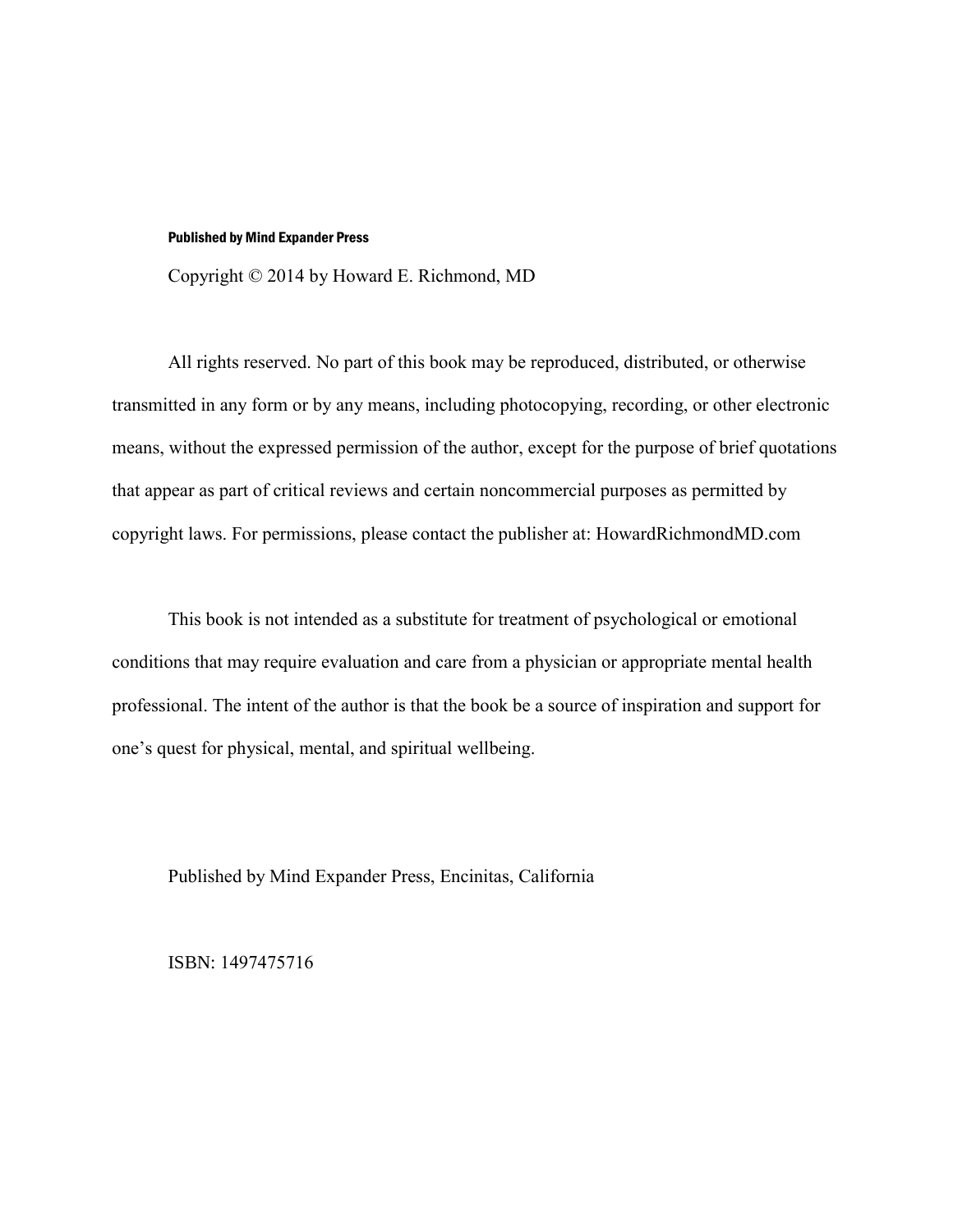**Published by Mind Expander Press**

Copyright © 2014 by Howard E. Richmond, MD

All rights reserved. No part of this book may be reproduced, distributed, or otherwise transmitted in any form or by any means, including photocopying, recording, or other electronic means, without the expressed permission of the author, except for the purpose of brief quotations that appear as part of critical reviews and certain noncommercial purposes as permitted by copyright laws. For permissions, please contact the publisher at: HowardRichmondMD.com

This book is not intended as a substitute for treatment of psychological or emotional conditions that may require evaluation and care from a physician or appropriate mental health professional. The intent of the author is that the book be a source of inspiration and support for one's quest for physical, mental, and spiritual wellbeing.

Published by Mind Expander Press, Encinitas, California

ISBN: 1497475716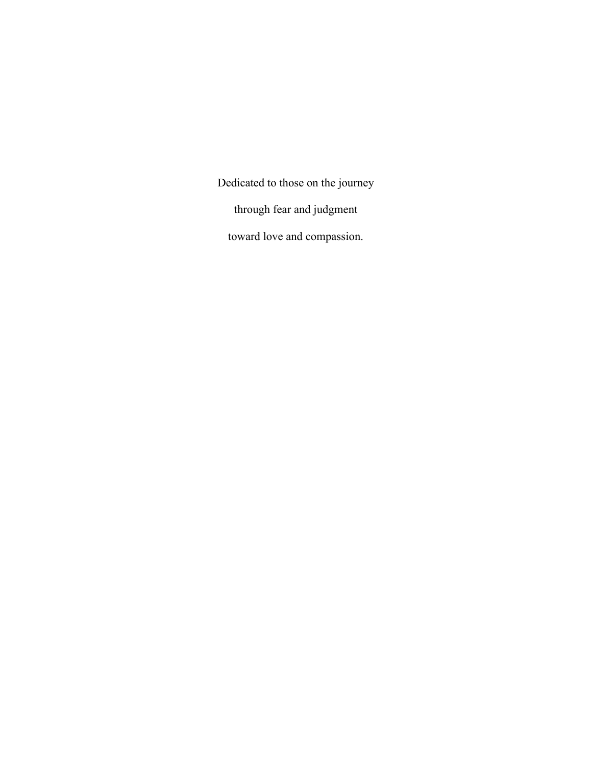Dedicated to those on the journey

through fear and judgment

toward love and compassion.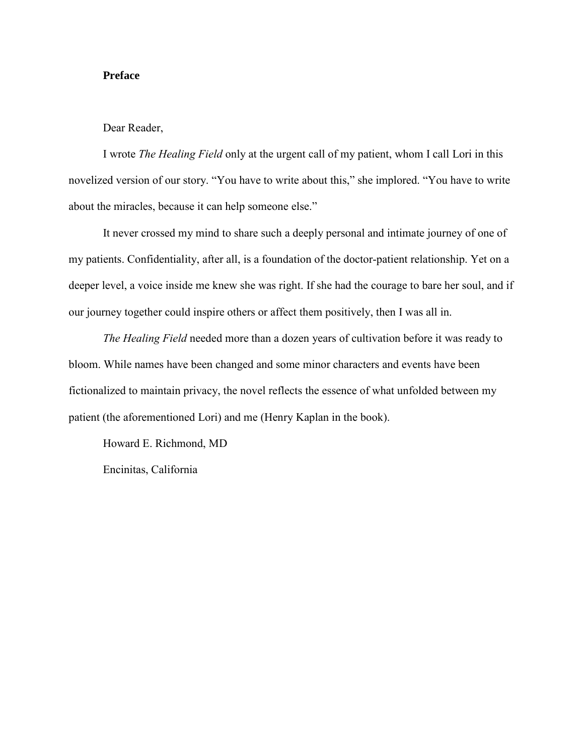# Preface

Dear Reader,

I wrote *The Healing Field* only at the urgent call of my patient, whom I call Lori in this novelized version of our story. "You have to write about this," she implored. "You have to write about the miracles, because it can help someone else."

It never crossed my mind to share such a deeply personal and intimate journey of one of my patients. Confidentiality, after all, is a foundation of the doctor-patient relationship. Yet on a deeper level, a voice inside me knew she was right. If she had the courage to bare her soul, and if our journey together could inspire others or affect them positively, then I was all in.

*The Healing Field* needed more than a dozen years of cultivation before it was ready to bloom. While names have been changed and some minor characters and events have been fictionalized to maintain privacy, the novel reflects the essence of what unfolded between my patient (the aforementioned Lori) and me (Henry Kaplan in the book).

Howard E. Richmond, MD

Encinitas, California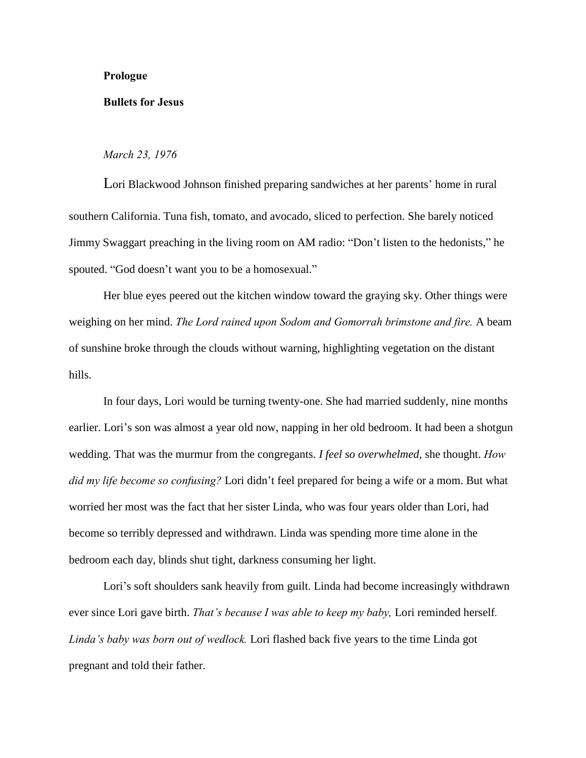**Prologue**

**Bullets for Jesus**

*March 23, 1976*

Lori Blackwood Johnson finished preparing sandwiches at her parents' home in rural southern California. Tuna fish, tomato, and avocado, sliced to perfection. She barely noticed Jimmy Swaggart preaching in the living room on AM radio: "Don't listen to the hedonists," he spouted. "God doesn't want you to be a homosexual."

Her blue eyes peered out the kitchen window toward the graying sky. Other things were weighing on her mind. *The Lord rained upon Sodom and Gomorrah brimstone and fire.* A beam of sunshine broke through the clouds without warning, highlighting vegetation on the distant hills.

In four days, Lori would be turning twenty-one. She had married suddenly, nine months earlier. Lori's son was almost a year old now, napping in her old bedroom. It had been a shotgun wedding. That was the murmur from the congregants. *I feel so overwhelmed,* she thought. *How did my life become so confusing?* Lori didn't feel prepared for being a wife or a mom. But what worried her most was the fact that her sister Linda, who was four years older than Lori, had become so terribly depressed and withdrawn. Linda was spending more time alone in the bedroom each day, blinds shut tight, darkness consuming her light.

Lori's soft shoulders sank heavily from guilt. Linda had become increasingly withdrawn ever since Lori gave birth. *That's because I was able to keep my baby,* Lori reminded herself*. Linda's baby was born out of wedlock.* Lori flashed back five years to the time Linda got pregnant and told their father.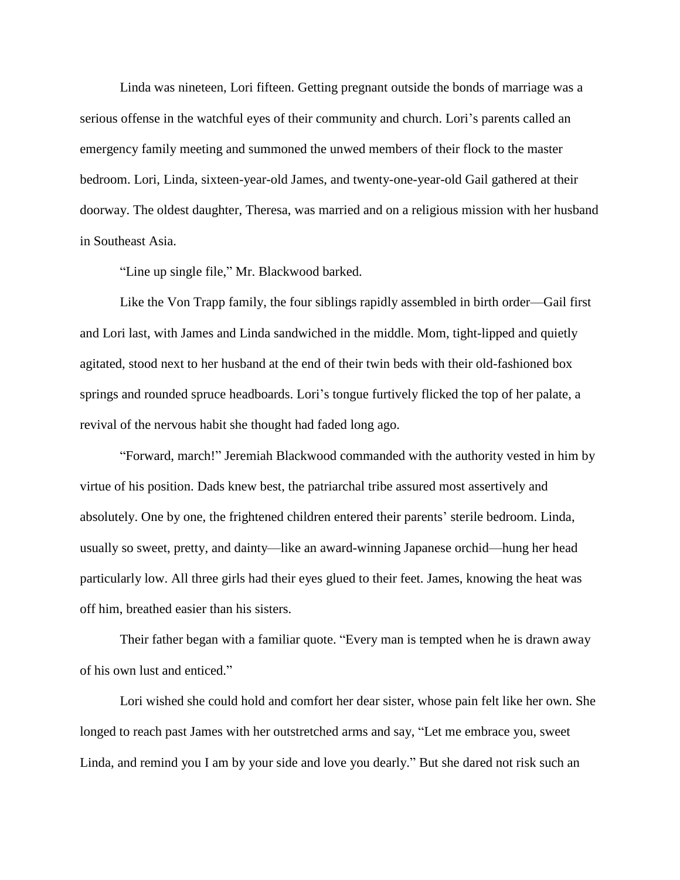Linda was nineteen, Lori fifteen. Getting pregnant outside the bonds of marriage was a serious offense in the watchful eyes of their community and church. Lori's parents called an emergency family meeting and summoned the unwed members of their flock to the master bedroom. Lori, Linda, sixteen-year-old James, and twenty-one-year-old Gail gathered at their doorway. The oldest daughter, Theresa, was married and on a religious mission with her husband in Southeast Asia.

"Line up single file," Mr. Blackwood barked.

Like the Von Trapp family, the four siblings rapidly assembled in birth order—Gail first and Lori last, with James and Linda sandwiched in the middle. Mom, tight-lipped and quietly agitated, stood next to her husband at the end of their twin beds with their old-fashioned box springs and rounded spruce headboards. Lori's tongue furtively flicked the top of her palate, a revival of the nervous habit she thought had faded long ago.

"Forward, march!" Jeremiah Blackwood commanded with the authority vested in him by virtue of his position. Dads knew best, the patriarchal tribe assured most assertively and absolutely. One by one, the frightened children entered their parents' sterile bedroom. Linda, usually so sweet, pretty, and dainty—like an award-winning Japanese orchid—hung her head particularly low. All three girls had their eyes glued to their feet. James, knowing the heat was off him, breathed easier than his sisters.

Their father began with a familiar quote. "Every man is tempted when he is drawn away of his own lust and enticed."

Lori wished she could hold and comfort her dear sister, whose pain felt like her own. She longed to reach past James with her outstretched arms and say, "Let me embrace you, sweet Linda, and remind you I am by your side and love you dearly." But she dared not risk such an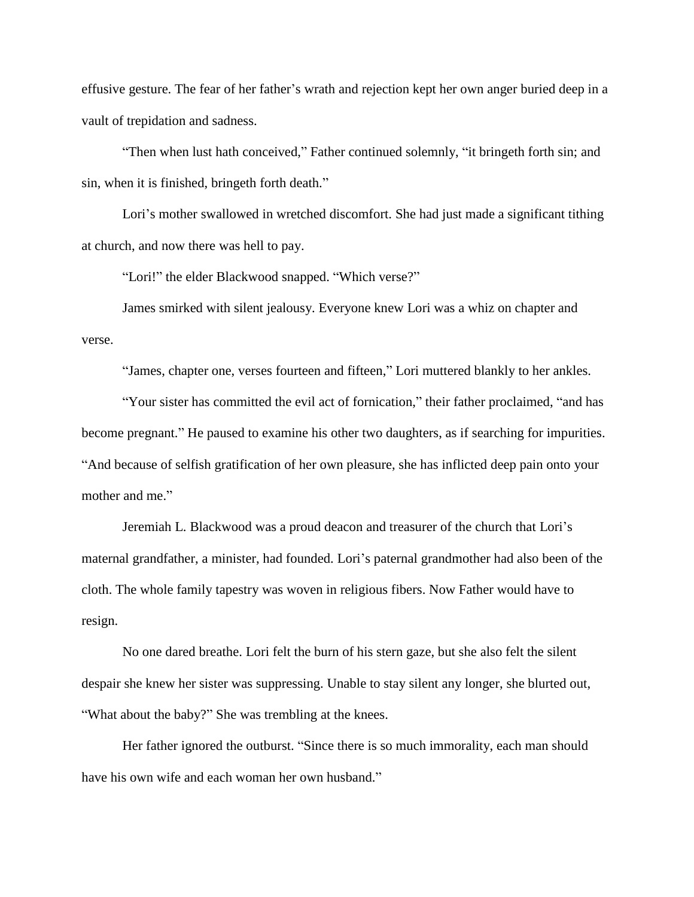effusive gesture. The fear of her father's wrath and rejection kept her own anger buried deep in a vault of trepidation and sadness.

"Then when lust hath conceived," Father continued solemnly, "it bringeth forth sin; and sin, when it is finished, bringeth forth death."

Lori's mother swallowed in wretched discomfort. She had just made a significant tithing at church, and now there was hell to pay.

"Lori!" the elder Blackwood snapped. "Which verse?"

James smirked with silent jealousy. Everyone knew Lori was a whiz on chapter and verse.

"James, chapter one, verses fourteen and fifteen," Lori muttered blankly to her ankles.

"Your sister has committed the evil act of fornication," their father proclaimed, "and has become pregnant." He paused to examine his other two daughters, as if searching for impurities. "And because of selfish gratification of her own pleasure, she has inflicted deep pain onto your mother and me."

Jeremiah L. Blackwood was a proud deacon and treasurer of the church that Lori's maternal grandfather, a minister, had founded. Lori's paternal grandmother had also been of the cloth. The whole family tapestry was woven in religious fibers. Now Father would have to resign.

No one dared breathe. Lori felt the burn of his stern gaze, but she also felt the silent despair she knew her sister was suppressing. Unable to stay silent any longer, she blurted out, "What about the baby?" She was trembling at the knees.

Her father ignored the outburst. "Since there is so much immorality, each man should have his own wife and each woman her own husband."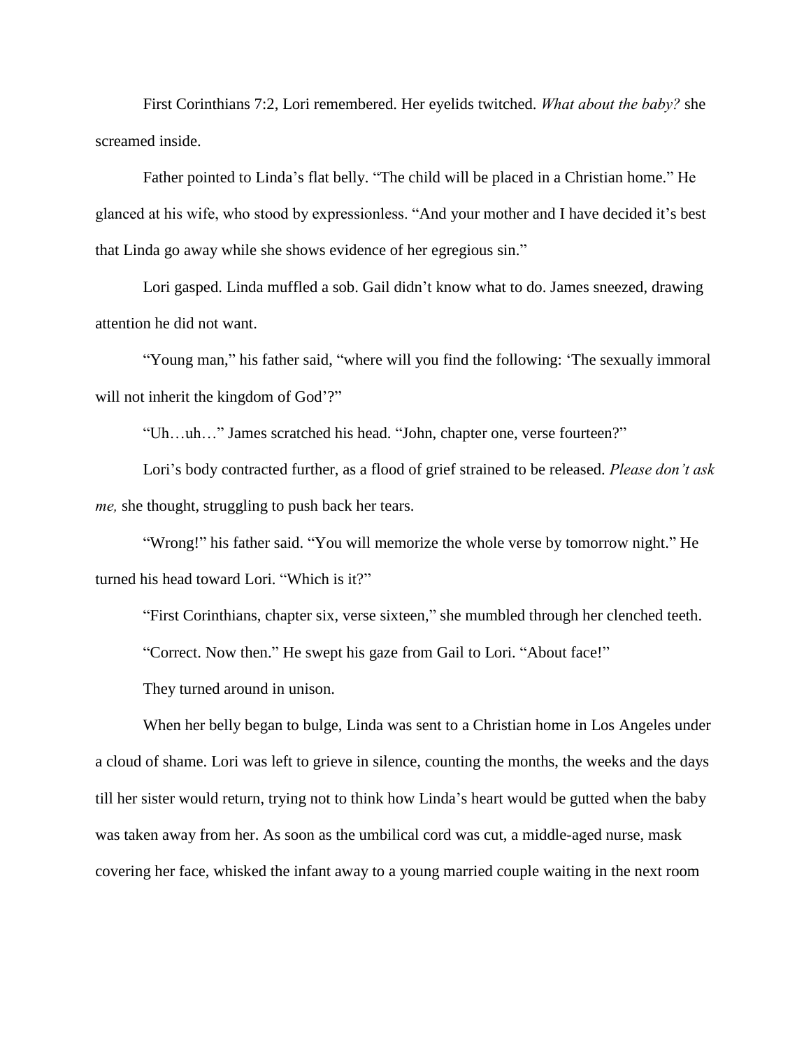First Corinthians 7:2, Lori remembered. Her eyelids twitched. *What about the baby?* she screamed inside.

Father pointed to Linda's flat belly. "The child will be placed in a Christian home." He glanced at his wife, who stood by expressionless. "And your mother and I have decided it's best that Linda go away while she shows evidence of her egregious sin."

Lori gasped. Linda muffled a sob. Gail didn't know what to do. James sneezed, drawing attention he did not want.

"Young man," his father said, "where will you find the following: 'The sexually immoral will not inherit the kingdom of God'?"

"Uh…uh…" James scratched his head. "John, chapter one, verse fourteen?"

Lori's body contracted further, as a flood of grief strained to be released. *Please don't ask me,* she thought, struggling to push back her tears.

"Wrong!" his father said. "You will memorize the whole verse by tomorrow night." He turned his head toward Lori. "Which is it?"

"First Corinthians, chapter six, verse sixteen," she mumbled through her clenched teeth.

"Correct. Now then." He swept his gaze from Gail to Lori. "About face!"

They turned around in unison.

When her belly began to bulge, Linda was sent to a Christian home in Los Angeles under a cloud of shame. Lori was left to grieve in silence, counting the months, the weeks and the days till her sister would return, trying not to think how Linda's heart would be gutted when the baby was taken away from her. As soon as the umbilical cord was cut, a middle-aged nurse, mask covering her face, whisked the infant away to a young married couple waiting in the next room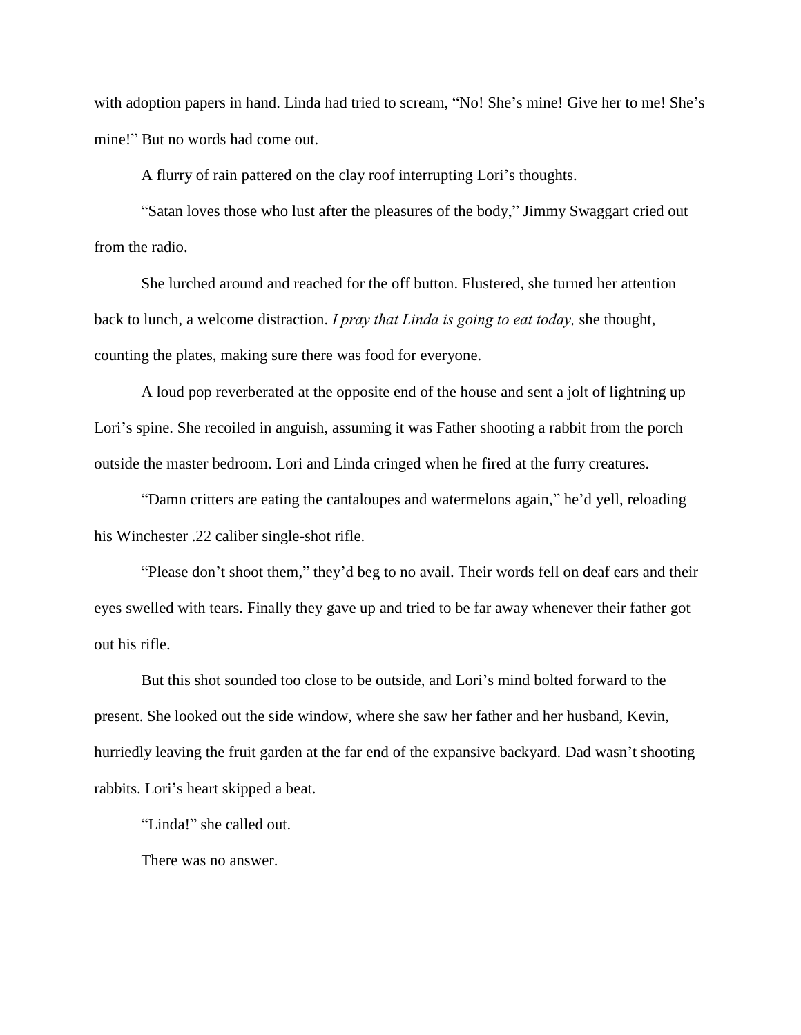with adoption papers in hand. Linda had tried to scream, "No! She's mine! Give her to me! She's mine!" But no words had come out.

A flurry of rain pattered on the clay roof interrupting Lori's thoughts.

"Satan loves those who lust after the pleasures of the body," Jimmy Swaggart cried out from the radio.

She lurched around and reached for the off button. Flustered, she turned her attention back to lunch, a welcome distraction. *I pray that Linda is going to eat today,* she thought, counting the plates, making sure there was food for everyone.

A loud pop reverberated at the opposite end of the house and sent a jolt of lightning up Lori's spine. She recoiled in anguish, assuming it was Father shooting a rabbit from the porch outside the master bedroom. Lori and Linda cringed when he fired at the furry creatures.

"Damn critters are eating the cantaloupes and watermelons again," he'd yell, reloading his Winchester .22 caliber single-shot rifle.

"Please don't shoot them," they'd beg to no avail. Their words fell on deaf ears and their eyes swelled with tears. Finally they gave up and tried to be far away whenever their father got out his rifle.

But this shot sounded too close to be outside, and Lori's mind bolted forward to the present. She looked out the side window, where she saw her father and her husband, Kevin, hurriedly leaving the fruit garden at the far end of the expansive backyard. Dad wasn't shooting rabbits. Lori's heart skipped a beat.

"Linda!" she called out.

There was no answer.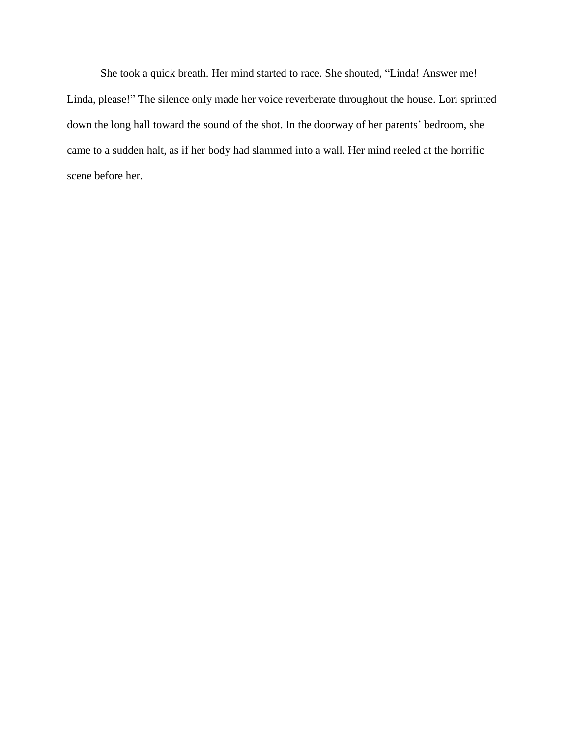She took a quick breath. Her mind started to race. She shouted, “Linda! Answer me! Linda, please!” The silence only made her voice reverberate throughout the house. Lori sprinted down the long hall toward the sound of the shot. In the doorway of her parents’ bedroom, she came to a sudden halt, as if her body had slammed into a wall. Her mind reeled at the horrific scene before her.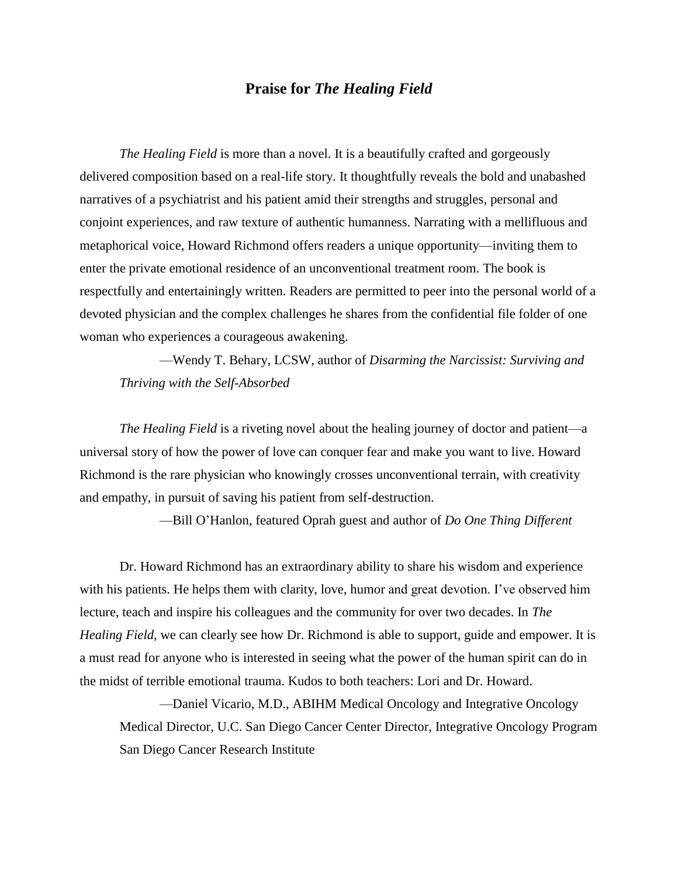## Praise for *The Healing Field*

*The Healing Field* is more than a novel. It is a beautifully crafted and gorgeously delivered composition based on a real-life story. It thoughtfully reveals the bold and unabashed narratives of a psychiatrist and his patient amid their strengths and struggles, personal and conjoint experiences, and raw texture of authentic humanness. Narrating with a mellifluous and metaphorical voice, Howard Richmond offers readers a unique opportunity—inviting them to enter the private emotional residence of an unconventional treatment room. The book is respectfully and entertainingly written. Readers are permitted to peer into the personal world of a devoted physician and the complex challenges he shares from the confidential file folder of one woman who experiences a courageous awakening.

—Wendy T. Behary, LCSW, author of *Disarming the Narcissist: Surviving and Thriving with the Self-Absorbed*

*The Healing Field* is a riveting novel about the healing journey of doctor and patient—a universal story of how the power of love can conquer fear and make you want to live. Howard Richmond is the rare physician who knowingly crosses unconventional terrain, with creativity and empathy, in pursuit of saving his patient from self-destruction.

—Bill O'Hanlon, featured Oprah guest and author of *Do One Thing Different*

Dr. Howard Richmond has an extraordinary ability to share his wisdom and experience with his patients. He helps them with clarity, love, humor and great devotion. I've observed him lecture, teach and inspire his colleagues and the community for over two decades. In *The Healing Field*, we can clearly see how Dr. Richmond is able to support, guide and empower. It is a must read for anyone who is interested in seeing what the power of the human spirit can do in the midst of terrible emotional trauma. Kudos to both teachers: Lori and Dr. Howard.

—Daniel Vicario, M.D., ABIHM Medical Oncology and Integrative Oncology Medical Director, U.C. San Diego Cancer Center Director, Integrative Oncology Program San Diego Cancer Research Institute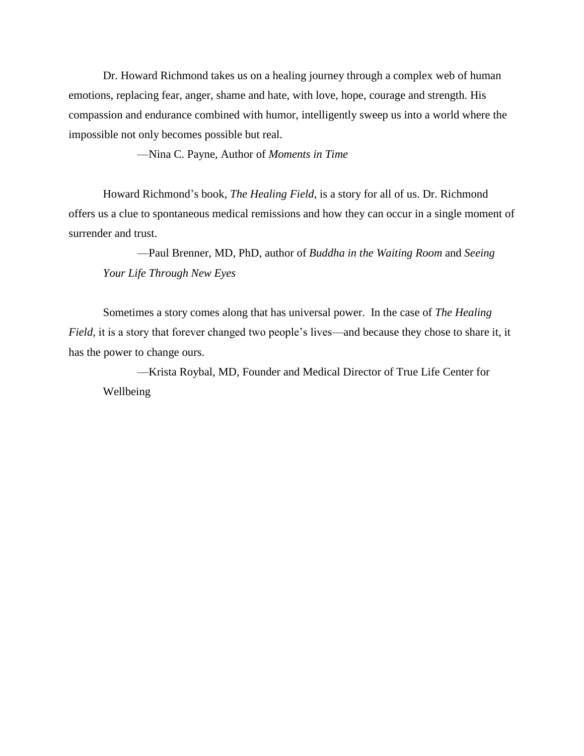Dr. Howard Richmond takes us on a healing journey through a complex web of human emotions, replacing fear, anger, shame and hate, with love, hope, courage and strength. His compassion and endurance combined with humor, intelligently sweep us into a world where the impossible not only becomes possible but real.

—Nina C. Payne, Author of *Moments in Time*

Howard Richmond's book, *The Healing Field*, is a story for all of us. Dr. Richmond offers us a clue to spontaneous medical remissions and how they can occur in a single moment of surrender and trust.

—Paul Brenner, MD, PhD, author of *Buddha in the Waiting Room* and *Seeing Your Life Through New Eyes*

Sometimes a story comes along that has universal power. In the case of *The Healing Field,* it is a story that forever changed two people's lives—and because they chose to share it, it has the power to change ours.

—Krista Roybal, MD, Founder and Medical Director of True Life Center for Wellbeing